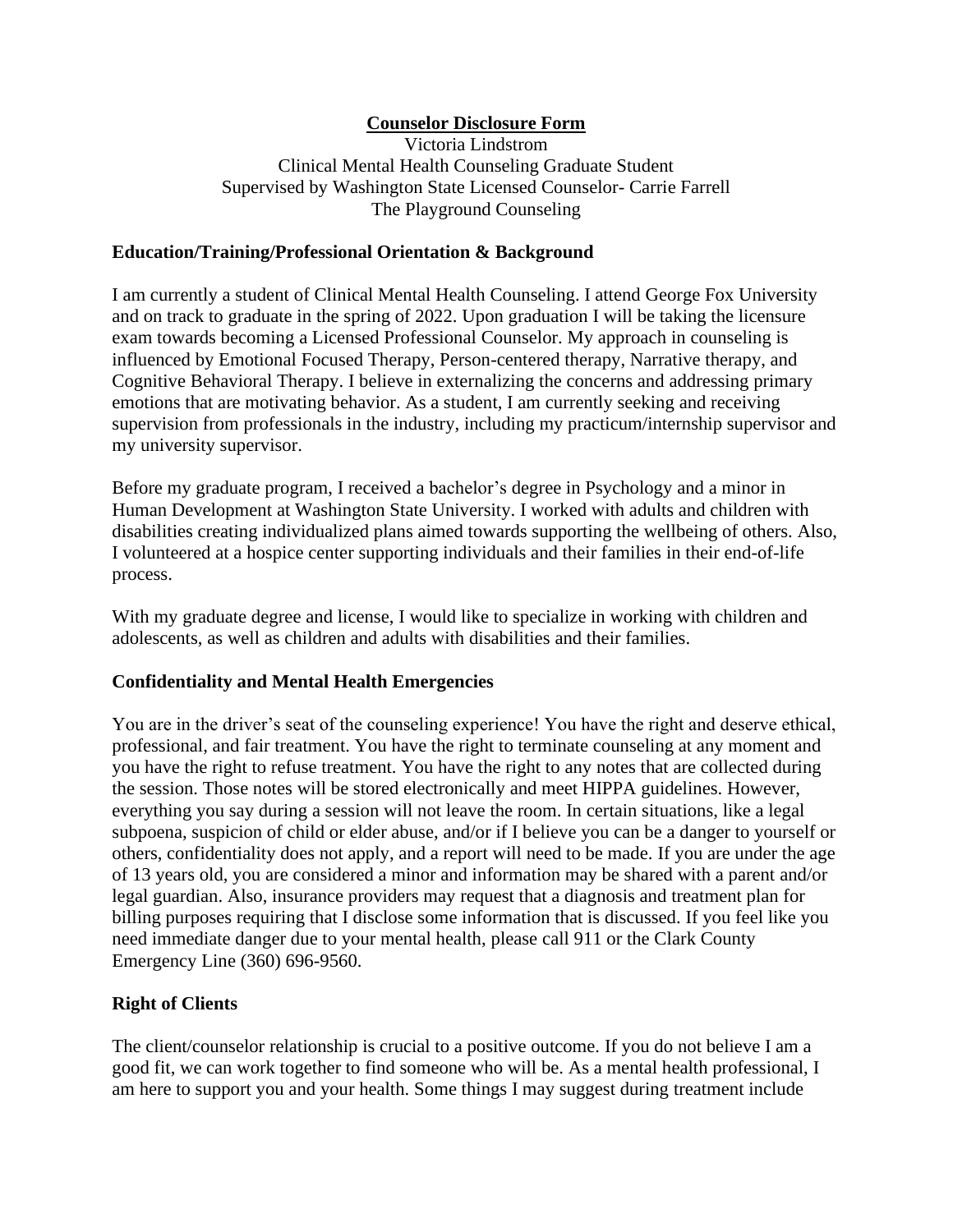# Counselor Disclosure Form

Victoria Lindstrom
Clinical Mental Health Counseling Graduate Student
Supervised by Washington State Licensed Counselor- Carrie Farrell
The Playground Counseling

## Education/Training/Professional Orientation & Background

I am currently a student of Clinical Mental Health Counseling. I attend George Fox University and on track to graduate in the spring of 2022. Upon graduation I will be taking the licensure exam towards becoming a Licensed Professional Counselor. My approach in counseling is influenced by Emotional Focused Therapy, Person-centered therapy, Narrative therapy, and Cognitive Behavioral Therapy. I believe in externalizing the concerns and addressing primary emotions that are motivating behavior. As a student, I am currently seeking and receiving supervision from professionals in the industry, including my practicum/internship supervisor and my university supervisor.

Before my graduate program, I received a bachelor's degree in Psychology and a minor in Human Development at Washington State University. I worked with adults and children with disabilities creating individualized plans aimed towards supporting the wellbeing of others. Also, I volunteered at a hospice center supporting individuals and their families in their end-of-life process.

With my graduate degree and license, I would like to specialize in working with children and adolescents, as well as children and adults with disabilities and their families.

## Confidentiality and Mental Health Emergencies

You are in the driver's seat of the counseling experience! You have the right and deserve ethical, professional, and fair treatment. You have the right to terminate counseling at any moment and you have the right to refuse treatment. You have the right to any notes that are collected during the session. Those notes will be stored electronically and meet HIPPA guidelines. However, everything you say during a session will not leave the room. In certain situations, like a legal subpoena, suspicion of child or elder abuse, and/or if I believe you can be a danger to yourself or others, confidentiality does not apply, and a report will need to be made. If you are under the age of 13 years old, you are considered a minor and information may be shared with a parent and/or legal guardian. Also, insurance providers may request that a diagnosis and treatment plan for billing purposes requiring that I disclose some information that is discussed. If you feel like you need immediate danger due to your mental health, please call 911 or the Clark County Emergency Line (360) 696-9560.

## Right of Clients

The client/counselor relationship is crucial to a positive outcome. If you do not believe I am a good fit, we can work together to find someone who will be. As a mental health professional, I am here to support you and your health. Some things I may suggest during treatment include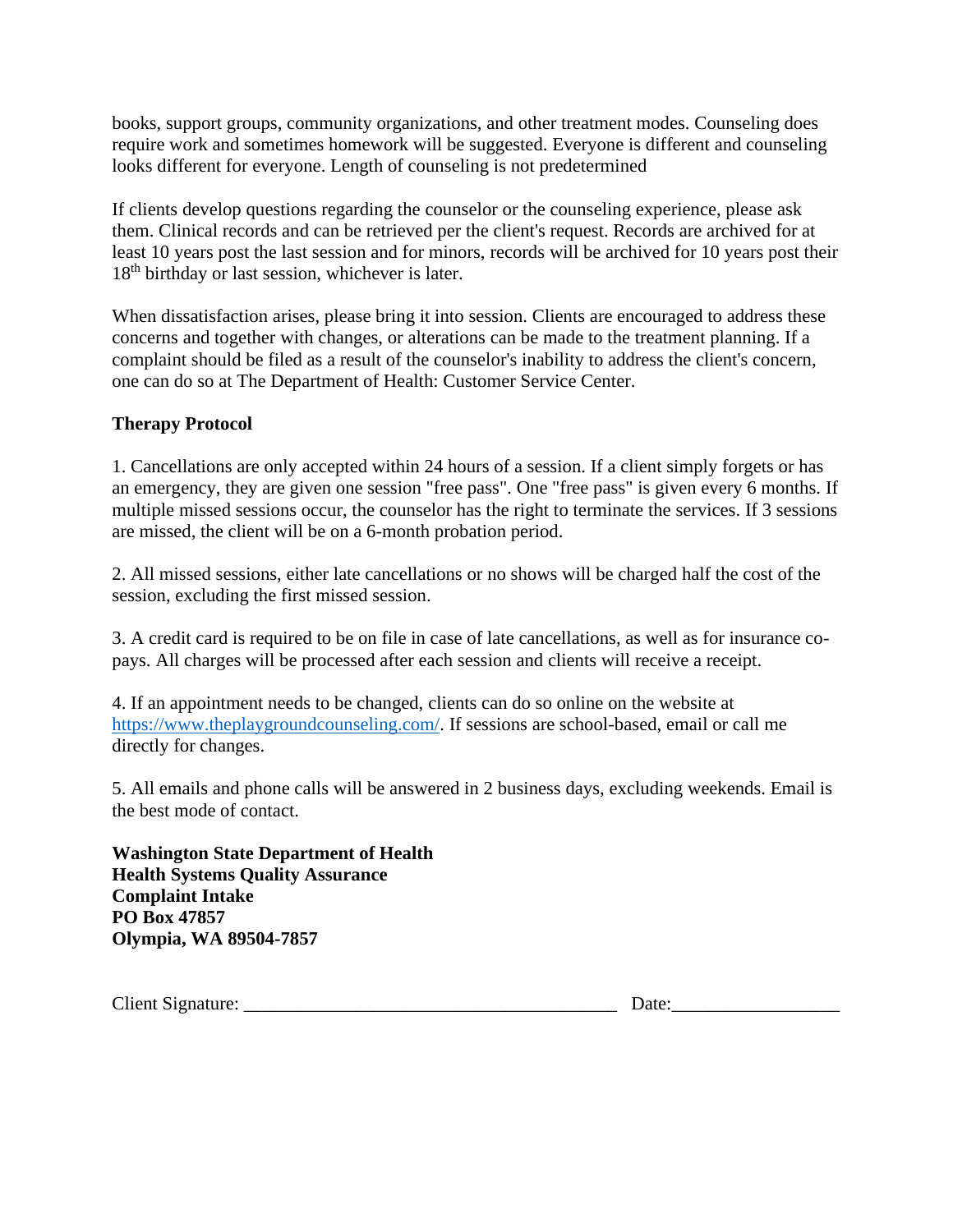books, support groups, community organizations, and other treatment modes. Counseling does require work and sometimes homework will be suggested. Everyone is different and counseling looks different for everyone. Length of counseling is not predetermined

If clients develop questions regarding the counselor or the counseling experience, please ask them. Clinical records and can be retrieved per the client's request. Records are archived for at least 10 years post the last session and for minors, records will be archived for 10 years post their 18th birthday or last session, whichever is later.

When dissatisfaction arises, please bring it into session. Clients are encouraged to address these concerns and together with changes, or alterations can be made to the treatment planning. If a complaint should be filed as a result of the counselor's inability to address the client's concern, one can do so at The Department of Health: Customer Service Center.

**Therapy Protocol**

1. Cancellations are only accepted within 24 hours of a session. If a client simply forgets or has an emergency, they are given one session "free pass". One "free pass" is given every 6 months. If multiple missed sessions occur, the counselor has the right to terminate the services. If 3 sessions are missed, the client will be on a 6-month probation period.

2. All missed sessions, either late cancellations or no shows will be charged half the cost of the session, excluding the first missed session.

3. A credit card is required to be on file in case of late cancellations, as well as for insurance co-pays. All charges will be processed after each session and clients will receive a receipt.

4. If an appointment needs to be changed, clients can do so online on the website at https://www.theplaygroundcounseling.com/. If sessions are school-based, email or call me directly for changes.

5. All emails and phone calls will be answered in 2 business days, excluding weekends. Email is the best mode of contact.

**Washington State Department of Health**
**Health Systems Quality Assurance**
**Complaint Intake**
**PO Box 47857**
**Olympia, WA 89504-7857**

Client Signature: ________________________________________ Date:__________________